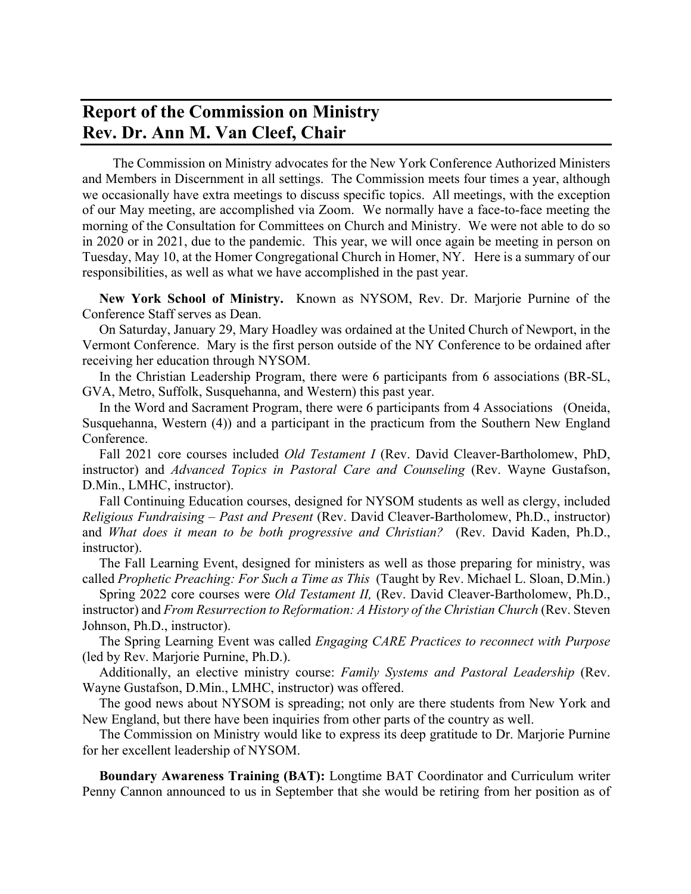# Report of the Commission on Ministry
# Rev. Dr. Ann M. Van Cleef, Chair

The Commission on Ministry advocates for the New York Conference Authorized Ministers and Members in Discernment in all settings. The Commission meets four times a year, although we occasionally have extra meetings to discuss specific topics. All meetings, with the exception of our May meeting, are accomplished via Zoom. We normally have a face-to-face meeting the morning of the Consultation for Committees on Church and Ministry. We were not able to do so in 2020 or in 2021, due to the pandemic. This year, we will once again be meeting in person on Tuesday, May 10, at the Homer Congregational Church in Homer, NY. Here is a summary of our responsibilities, as well as what we have accomplished in the past year.

**New York School of Ministry.** Known as NYSOM, Rev. Dr. Marjorie Purnine of the Conference Staff serves as Dean.

On Saturday, January 29, Mary Hoadley was ordained at the United Church of Newport, in the Vermont Conference. Mary is the first person outside of the NY Conference to be ordained after receiving her education through NYSOM.

In the Christian Leadership Program, there were 6 participants from 6 associations (BR-SL, GVA, Metro, Suffolk, Susquehanna, and Western) this past year.

In the Word and Sacrament Program, there were 6 participants from 4 Associations (Oneida, Susquehanna, Western (4)) and a participant in the practicum from the Southern New England Conference.

Fall 2021 core courses included *Old Testament I* (Rev. David Cleaver-Bartholomew, PhD, instructor) and *Advanced Topics in Pastoral Care and Counseling* (Rev. Wayne Gustafson, D.Min., LMHC, instructor).

Fall Continuing Education courses, designed for NYSOM students as well as clergy, included *Religious Fundraising – Past and Present* (Rev. David Cleaver-Bartholomew, Ph.D., instructor) and *What does it mean to be both progressive and Christian?* (Rev. David Kaden, Ph.D., instructor).

The Fall Learning Event, designed for ministers as well as those preparing for ministry, was called *Prophetic Preaching: For Such a Time as This* (Taught by Rev. Michael L. Sloan, D.Min.)

Spring 2022 core courses were *Old Testament II,* (Rev. David Cleaver-Bartholomew, Ph.D., instructor) and *From Resurrection to Reformation: A History of the Christian Church* (Rev. Steven Johnson, Ph.D., instructor).

The Spring Learning Event was called *Engaging CARE Practices to reconnect with Purpose* (led by Rev. Marjorie Purnine, Ph.D.).

Additionally, an elective ministry course: *Family Systems and Pastoral Leadership* (Rev. Wayne Gustafson, D.Min., LMHC, instructor) was offered.

The good news about NYSOM is spreading; not only are there students from New York and New England, but there have been inquiries from other parts of the country as well.

The Commission on Ministry would like to express its deep gratitude to Dr. Marjorie Purnine for her excellent leadership of NYSOM.

**Boundary Awareness Training (BAT):** Longtime BAT Coordinator and Curriculum writer Penny Cannon announced to us in September that she would be retiring from her position as of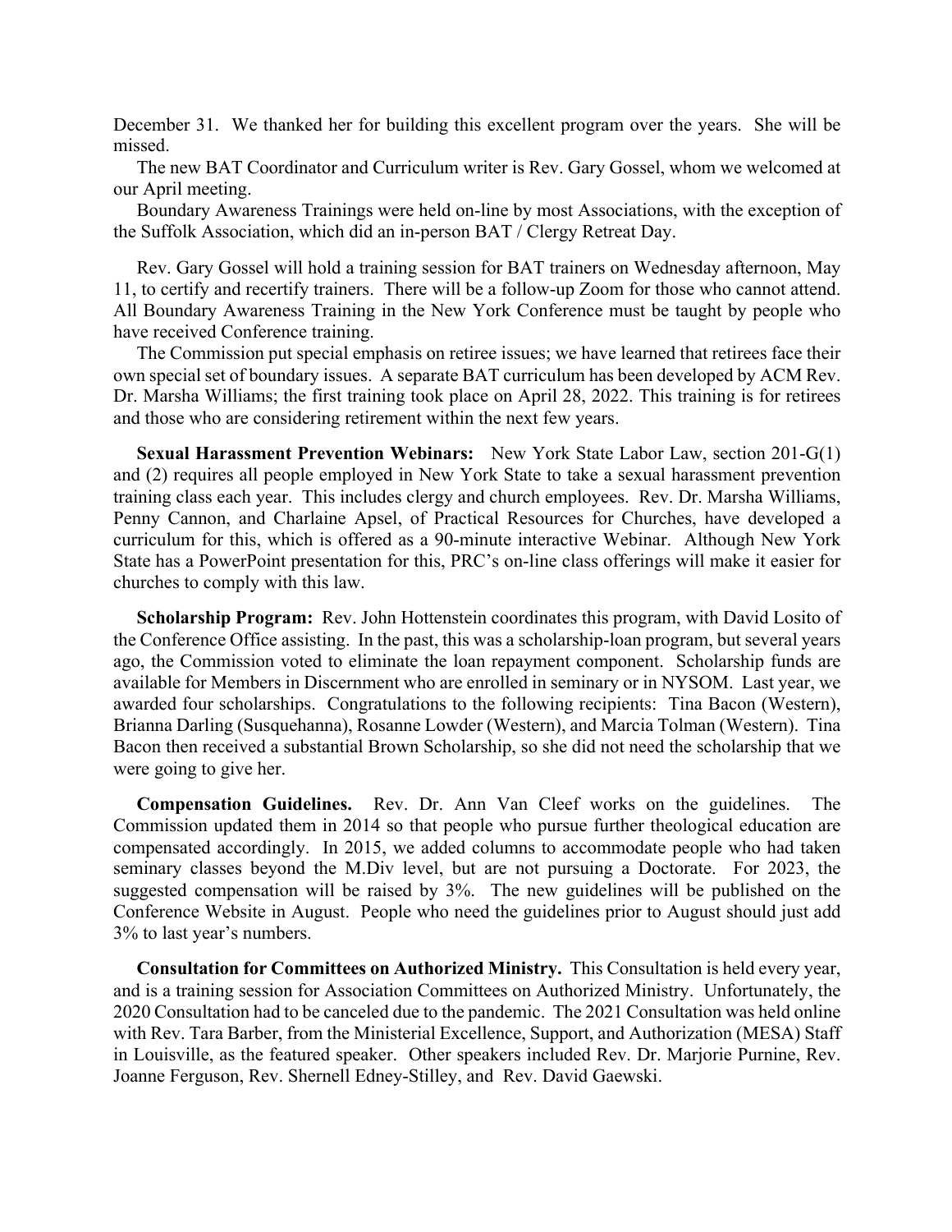December 31. We thanked her for building this excellent program over the years. She will be missed.

The new BAT Coordinator and Curriculum writer is Rev. Gary Gossel, whom we welcomed at our April meeting.

Boundary Awareness Trainings were held on-line by most Associations, with the exception of the Suffolk Association, which did an in-person BAT / Clergy Retreat Day.

Rev. Gary Gossel will hold a training session for BAT trainers on Wednesday afternoon, May 11, to certify and recertify trainers. There will be a follow-up Zoom for those who cannot attend. All Boundary Awareness Training in the New York Conference must be taught by people who have received Conference training.

The Commission put special emphasis on retiree issues; we have learned that retirees face their own special set of boundary issues. A separate BAT curriculum has been developed by ACM Rev. Dr. Marsha Williams; the first training took place on April 28, 2022. This training is for retirees and those who are considering retirement within the next few years.

**Sexual Harassment Prevention Webinars:** New York State Labor Law, section 201-G(1) and (2) requires all people employed in New York State to take a sexual harassment prevention training class each year. This includes clergy and church employees. Rev. Dr. Marsha Williams, Penny Cannon, and Charlaine Apsel, of Practical Resources for Churches, have developed a curriculum for this, which is offered as a 90-minute interactive Webinar. Although New York State has a PowerPoint presentation for this, PRC's on-line class offerings will make it easier for churches to comply with this law.

**Scholarship Program:** Rev. John Hottenstein coordinates this program, with David Losito of the Conference Office assisting. In the past, this was a scholarship-loan program, but several years ago, the Commission voted to eliminate the loan repayment component. Scholarship funds are available for Members in Discernment who are enrolled in seminary or in NYSOM. Last year, we awarded four scholarships. Congratulations to the following recipients: Tina Bacon (Western), Brianna Darling (Susquehanna), Rosanne Lowder (Western), and Marcia Tolman (Western). Tina Bacon then received a substantial Brown Scholarship, so she did not need the scholarship that we were going to give her.

**Compensation Guidelines.** Rev. Dr. Ann Van Cleef works on the guidelines. The Commission updated them in 2014 so that people who pursue further theological education are compensated accordingly. In 2015, we added columns to accommodate people who had taken seminary classes beyond the M.Div level, but are not pursuing a Doctorate. For 2023, the suggested compensation will be raised by 3%. The new guidelines will be published on the Conference Website in August. People who need the guidelines prior to August should just add 3% to last year's numbers.

**Consultation for Committees on Authorized Ministry.** This Consultation is held every year, and is a training session for Association Committees on Authorized Ministry. Unfortunately, the 2020 Consultation had to be canceled due to the pandemic. The 2021 Consultation was held online with Rev. Tara Barber, from the Ministerial Excellence, Support, and Authorization (MESA) Staff in Louisville, as the featured speaker. Other speakers included Rev. Dr. Marjorie Purnine, Rev. Joanne Ferguson, Rev. Shernell Edney-Stilley, and Rev. David Gaewski.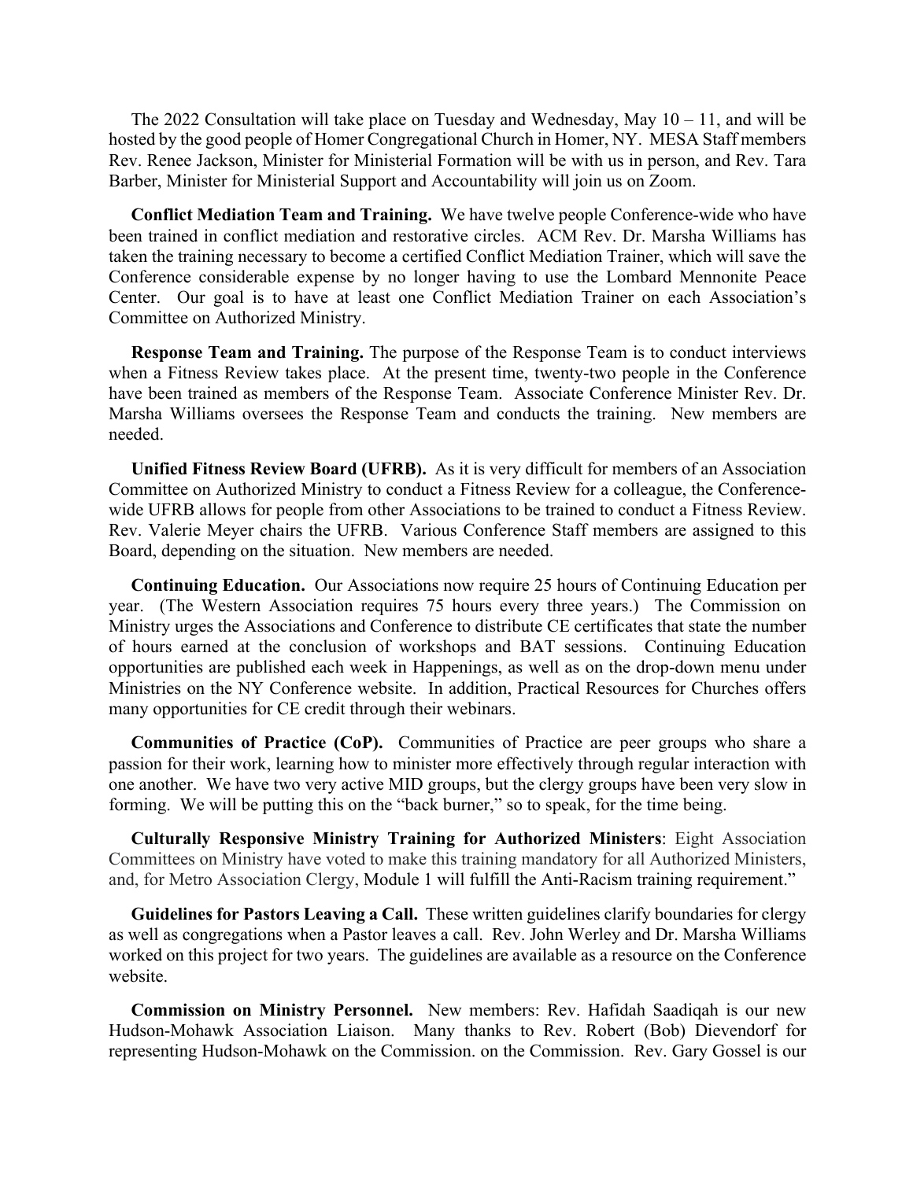The 2022 Consultation will take place on Tuesday and Wednesday, May 10 – 11, and will be hosted by the good people of Homer Congregational Church in Homer, NY. MESA Staff members Rev. Renee Jackson, Minister for Ministerial Formation will be with us in person, and Rev. Tara Barber, Minister for Ministerial Support and Accountability will join us on Zoom.

**Conflict Mediation Team and Training.** We have twelve people Conference-wide who have been trained in conflict mediation and restorative circles. ACM Rev. Dr. Marsha Williams has taken the training necessary to become a certified Conflict Mediation Trainer, which will save the Conference considerable expense by no longer having to use the Lombard Mennonite Peace Center. Our goal is to have at least one Conflict Mediation Trainer on each Association's Committee on Authorized Ministry.

**Response Team and Training.** The purpose of the Response Team is to conduct interviews when a Fitness Review takes place. At the present time, twenty-two people in the Conference have been trained as members of the Response Team. Associate Conference Minister Rev. Dr. Marsha Williams oversees the Response Team and conducts the training. New members are needed.

**Unified Fitness Review Board (UFRB).** As it is very difficult for members of an Association Committee on Authorized Ministry to conduct a Fitness Review for a colleague, the Conference-wide UFRB allows for people from other Associations to be trained to conduct a Fitness Review. Rev. Valerie Meyer chairs the UFRB. Various Conference Staff members are assigned to this Board, depending on the situation. New members are needed.

**Continuing Education.** Our Associations now require 25 hours of Continuing Education per year. (The Western Association requires 75 hours every three years.) The Commission on Ministry urges the Associations and Conference to distribute CE certificates that state the number of hours earned at the conclusion of workshops and BAT sessions. Continuing Education opportunities are published each week in Happenings, as well as on the drop-down menu under Ministries on the NY Conference website. In addition, Practical Resources for Churches offers many opportunities for CE credit through their webinars.

**Communities of Practice (CoP).** Communities of Practice are peer groups who share a passion for their work, learning how to minister more effectively through regular interaction with one another. We have two very active MID groups, but the clergy groups have been very slow in forming. We will be putting this on the "back burner," so to speak, for the time being.

**Culturally Responsive Ministry Training for Authorized Ministers**: Eight Association Committees on Ministry have voted to make this training mandatory for all Authorized Ministers, and, for Metro Association Clergy, Module 1 will fulfill the Anti-Racism training requirement."

**Guidelines for Pastors Leaving a Call.** These written guidelines clarify boundaries for clergy as well as congregations when a Pastor leaves a call. Rev. John Werley and Dr. Marsha Williams worked on this project for two years. The guidelines are available as a resource on the Conference website.

**Commission on Ministry Personnel.** New members: Rev. Hafidah Saadiqah is our new Hudson-Mohawk Association Liaison. Many thanks to Rev. Robert (Bob) Dievendorf for representing Hudson-Mohawk on the Commission. on the Commission. Rev. Gary Gossel is our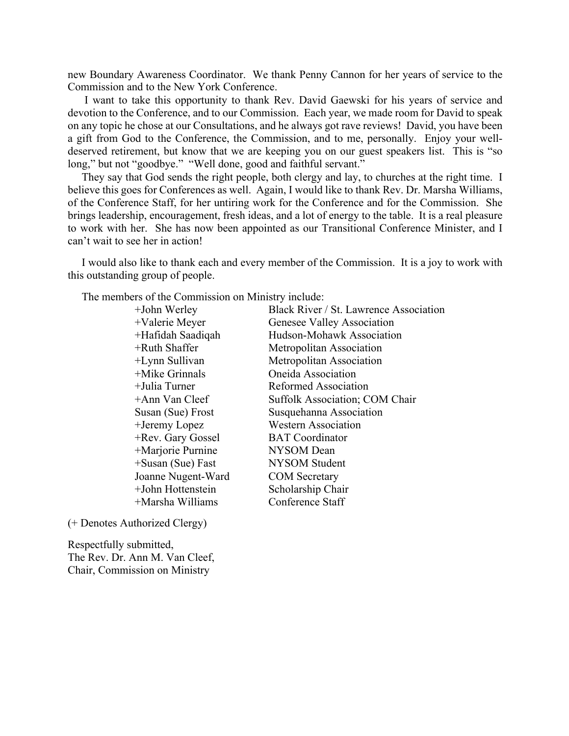new Boundary Awareness Coordinator. We thank Penny Cannon for her years of service to the Commission and to the New York Conference.

I want to take this opportunity to thank Rev. David Gaewski for his years of service and devotion to the Conference, and to our Commission. Each year, we made room for David to speak on any topic he chose at our Consultations, and he always got rave reviews! David, you have been a gift from God to the Conference, the Commission, and to me, personally. Enjoy your well-deserved retirement, but know that we are keeping you on our guest speakers list. This is "so long," but not "goodbye." "Well done, good and faithful servant."

They say that God sends the right people, both clergy and lay, to churches at the right time. I believe this goes for Conferences as well. Again, I would like to thank Rev. Dr. Marsha Williams, of the Conference Staff, for her untiring work for the Conference and for the Commission. She brings leadership, encouragement, fresh ideas, and a lot of energy to the table. It is a real pleasure to work with her. She has now been appointed as our Transitional Conference Minister, and I can't wait to see her in action!

I would also like to thank each and every member of the Commission. It is a joy to work with this outstanding group of people.

The members of the Commission on Ministry include:

| | |
|---|---|
| +John Werley | Black River / St. Lawrence Association |
| +Valerie Meyer | Genesee Valley Association |
| +Hafidah Saadiqah | Hudson-Mohawk Association |
| +Ruth Shaffer | Metropolitan Association |
| +Lynn Sullivan | Metropolitan Association |
| +Mike Grinnals | Oneida Association |
| +Julia Turner | Reformed Association |
| +Ann Van Cleef | Suffolk Association; COM Chair |
| Susan (Sue) Frost | Susquehanna Association |
| +Jeremy Lopez | Western Association |
| +Rev. Gary Gossel | BAT Coordinator |
| +Marjorie Purnine | NYSOM Dean |
| +Susan (Sue) Fast | NYSOM Student |
| Joanne Nugent-Ward | COM Secretary |
| +John Hottenstein | Scholarship Chair |
| +Marsha Williams | Conference Staff |

(+ Denotes Authorized Clergy)

Respectfully submitted,
The Rev. Dr. Ann M. Van Cleef,
Chair, Commission on Ministry